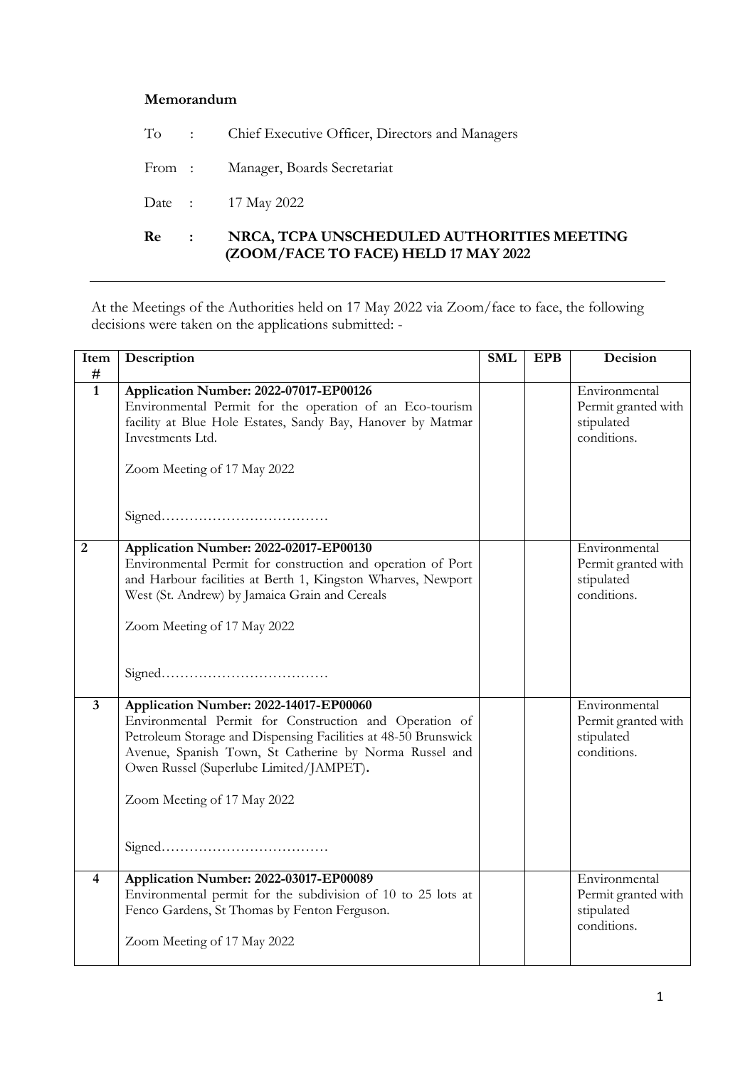**Memorandum**

To : Chief Executive Officer, Directors and Managers

From : Manager, Boards Secretariat

Date : 17 May 2022

**Re : NRCA, TCPA UNSCHEDULED AUTHORITIES MEETING (ZOOM/FACE TO FACE) HELD 17 MAY 2022**

---

At the Meetings of the Authorities held on 17 May 2022 via Zoom/face to face, the following decisions were taken on the applications submitted: -

| Item # | Description | SML | EPB | Decision |
|---|---|---|---|---|
| 1 | **Application Number: 2022-07017-EP00126**<br>Environmental Permit for the operation of an Eco-tourism facility at Blue Hole Estates, Sandy Bay, Hanover by Matmar Investments Ltd.<br><br>Zoom Meeting of 17 May 2022<br><br>Signed……………………………… | | | Environmental Permit granted with stipulated conditions. |
| 2 | **Application Number: 2022-02017-EP00130**<br>Environmental Permit for construction and operation of Port and Harbour facilities at Berth 1, Kingston Wharves, Newport West (St. Andrew) by Jamaica Grain and Cereals<br><br>Zoom Meeting of 17 May 2022<br><br>Signed……………………………… | | | Environmental Permit granted with stipulated conditions. |
| 3 | **Application Number: 2022-14017-EP00060**<br>Environmental Permit for Construction and Operation of Petroleum Storage and Dispensing Facilities at 48-50 Brunswick Avenue, Spanish Town, St Catherine by Norma Russel and Owen Russel (Superlube Limited/JAMPET).<br><br>Zoom Meeting of 17 May 2022<br><br>Signed……………………………… | | | Environmental Permit granted with stipulated conditions. |
| 4 | **Application Number: 2022-03017-EP00089**<br>Environmental permit for the subdivision of 10 to 25 lots at Fenco Gardens, St Thomas by Fenton Ferguson.<br><br>Zoom Meeting of 17 May 2022 | | | Environmental Permit granted with stipulated conditions. |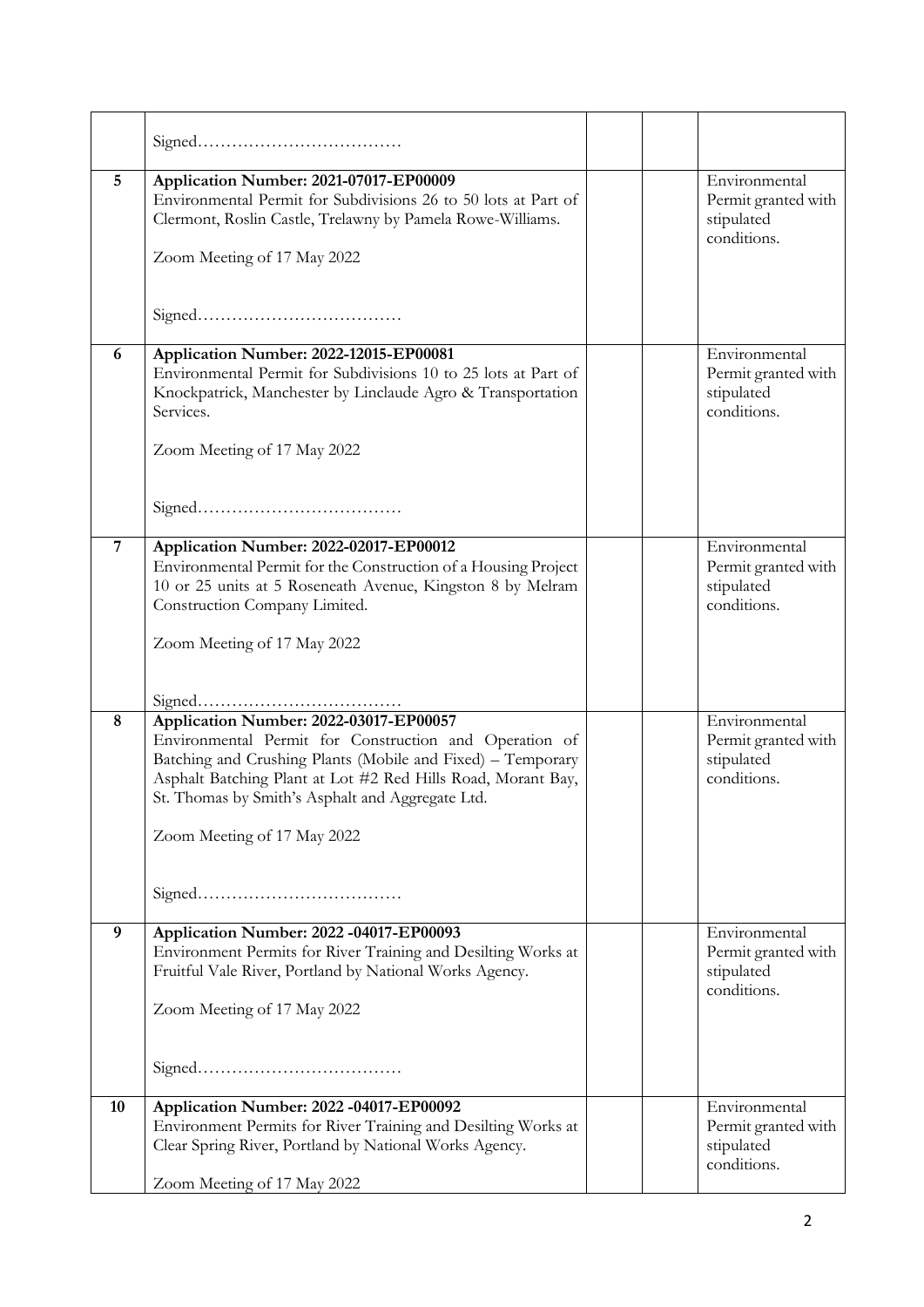| | | | | |
|---|---|---|---|---|
| | Signed……………………………… | | | |
| 5 | **Application Number: 2021-07017-EP00009**<br>Environmental Permit for Subdivisions 26 to 50 lots at Part of Clermont, Roslin Castle, Trelawny by Pamela Rowe-Williams.<br><br>Zoom Meeting of 17 May 2022<br><br>Signed……………………………… | | | Environmental Permit granted with stipulated conditions. |
| 6 | **Application Number: 2022-12015-EP00081**<br>Environmental Permit for Subdivisions 10 to 25 lots at Part of Knockpatrick, Manchester by Linclaude Agro & Transportation Services.<br><br>Zoom Meeting of 17 May 2022<br><br>Signed……………………………… | | | Environmental Permit granted with stipulated conditions. |
| 7 | **Application Number: 2022-02017-EP00012**<br>Environmental Permit for the Construction of a Housing Project 10 or 25 units at 5 Roseneath Avenue, Kingston 8 by Melram Construction Company Limited.<br><br>Zoom Meeting of 17 May 2022<br><br>Signed……………………………… | | | Environmental Permit granted with stipulated conditions. |
| 8 | **Application Number: 2022-03017-EP00057**<br>Environmental Permit for Construction and Operation of Batching and Crushing Plants (Mobile and Fixed) – Temporary Asphalt Batching Plant at Lot #2 Red Hills Road, Morant Bay, St. Thomas by Smith's Asphalt and Aggregate Ltd.<br><br>Zoom Meeting of 17 May 2022<br><br>Signed……………………………… | | | Environmental Permit granted with stipulated conditions. |
| 9 | **Application Number: 2022 -04017-EP00093**<br>Environment Permits for River Training and Desilting Works at Fruitful Vale River, Portland by National Works Agency.<br><br>Zoom Meeting of 17 May 2022<br><br>Signed……………………………… | | | Environmental Permit granted with stipulated conditions. |
| 10 | **Application Number: 2022 -04017-EP00092**<br>Environment Permits for River Training and Desilting Works at Clear Spring River, Portland by National Works Agency.<br><br>Zoom Meeting of 17 May 2022 | | | Environmental Permit granted with stipulated conditions. |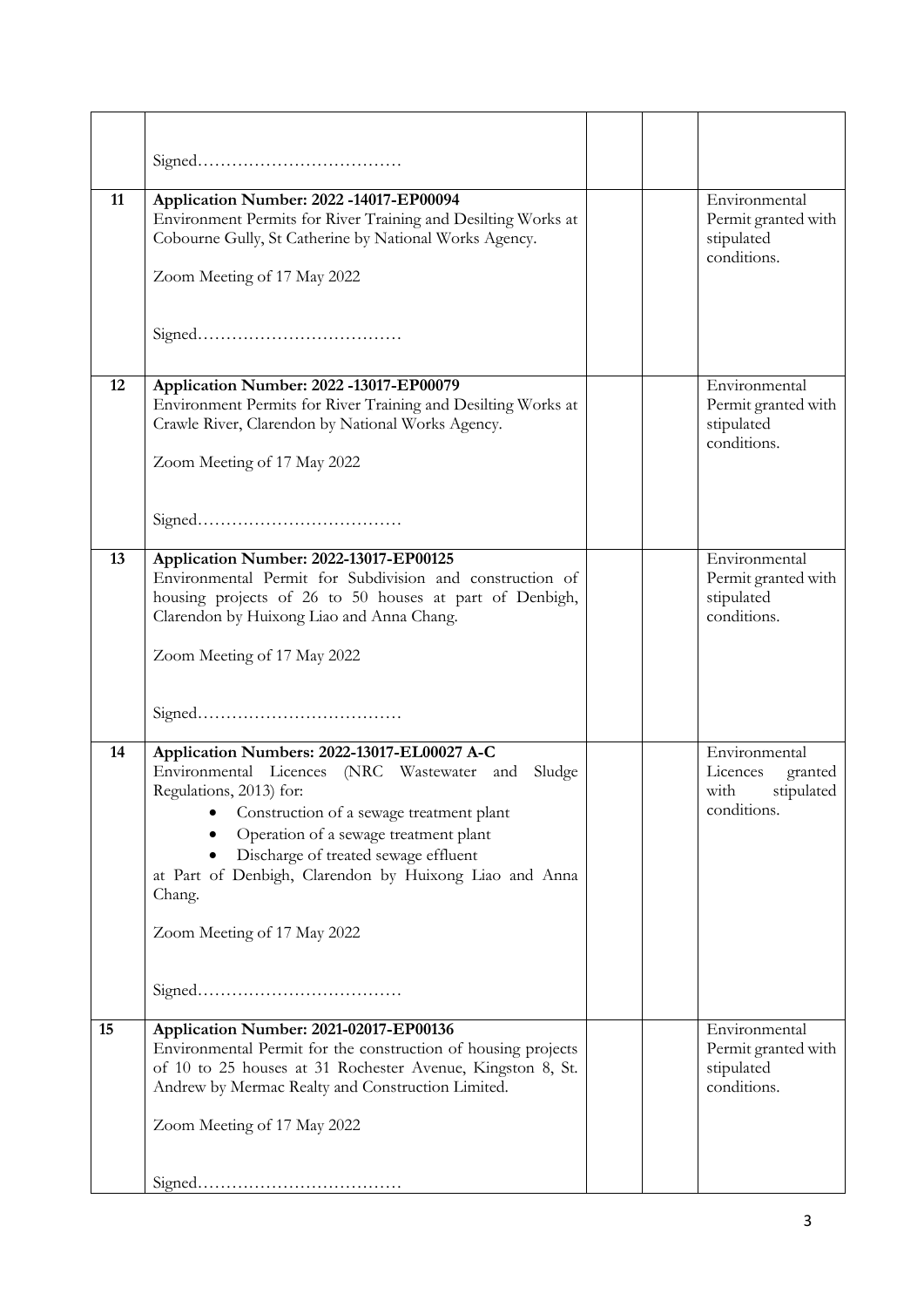| | | | | |
|---|---|---|---|---|
| | Signed……………………………… | | | |
| 11 | **Application Number: 2022 -14017-EP00094**<br>Environment Permits for River Training and Desilting Works at Cobourne Gully, St Catherine by National Works Agency.<br><br>Zoom Meeting of 17 May 2022<br><br>Signed……………………………… | | | Environmental Permit granted with stipulated conditions. |
| 12 | **Application Number: 2022 -13017-EP00079**<br>Environment Permits for River Training and Desilting Works at Crawle River, Clarendon by National Works Agency.<br><br>Zoom Meeting of 17 May 2022<br><br>Signed……………………………… | | | Environmental Permit granted with stipulated conditions. |
| 13 | **Application Number: 2022-13017-EP00125**<br>Environmental Permit for Subdivision and construction of housing projects of 26 to 50 houses at part of Denbigh, Clarendon by Huixong Liao and Anna Chang.<br><br>Zoom Meeting of 17 May 2022<br><br>Signed……………………………… | | | Environmental Permit granted with stipulated conditions. |
| 14 | **Application Numbers: 2022-13017-EL00027 A-C**<br>Environmental Licences (NRC Wastewater and Sludge Regulations, 2013) for:<br>• Construction of a sewage treatment plant<br>• Operation of a sewage treatment plant<br>• Discharge of treated sewage effluent<br>at Part of Denbigh, Clarendon by Huixong Liao and Anna Chang.<br><br>Zoom Meeting of 17 May 2022<br><br>Signed……………………………… | | | Environmental Licences granted with stipulated conditions. |
| 15 | **Application Number: 2021-02017-EP00136**<br>Environmental Permit for the construction of housing projects of 10 to 25 houses at 31 Rochester Avenue, Kingston 8, St. Andrew by Mermac Realty and Construction Limited.<br><br>Zoom Meeting of 17 May 2022<br><br>Signed……………………………… | | | Environmental Permit granted with stipulated conditions. |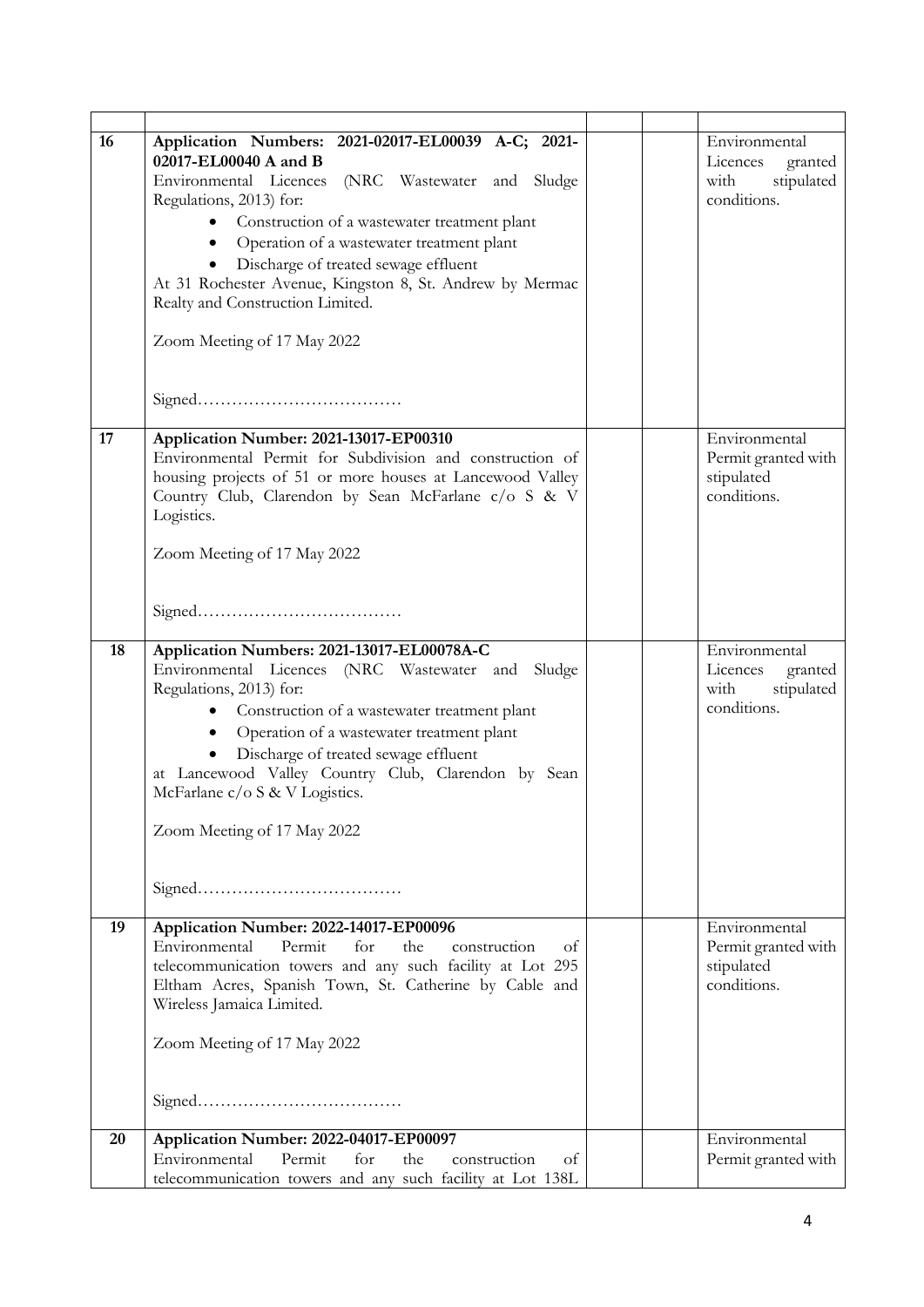| | | | | |
|---|---|---|---|---|
| 16 | **Application Numbers: 2021-02017-EL00039 A-C; 2021-02017-EL00040 A and B**<br>Environmental Licences (NRC Wastewater and Sludge Regulations, 2013) for:<br>• Construction of a wastewater treatment plant<br>• Operation of a wastewater treatment plant<br>• Discharge of treated sewage effluent<br>At 31 Rochester Avenue, Kingston 8, St. Andrew by Mermac Realty and Construction Limited.<br><br>Zoom Meeting of 17 May 2022<br><br>Signed……………………………… | | | Environmental Licences granted with stipulated conditions. |
| 17 | **Application Number: 2021-13017-EP00310**<br>Environmental Permit for Subdivision and construction of housing projects of 51 or more houses at Lancewood Valley Country Club, Clarendon by Sean McFarlane c/o S & V Logistics.<br><br>Zoom Meeting of 17 May 2022<br><br>Signed……………………………… | | | Environmental Permit granted with stipulated conditions. |
| 18 | **Application Numbers: 2021-13017-EL00078A-C**<br>Environmental Licences (NRC Wastewater and Sludge Regulations, 2013) for:<br>• Construction of a wastewater treatment plant<br>• Operation of a wastewater treatment plant<br>• Discharge of treated sewage effluent<br>at Lancewood Valley Country Club, Clarendon by Sean McFarlane c/o S & V Logistics.<br><br>Zoom Meeting of 17 May 2022<br><br>Signed……………………………… | | | Environmental Licences granted with stipulated conditions. |
| 19 | **Application Number: 2022-14017-EP00096**<br>Environmental Permit for the construction of telecommunication towers and any such facility at Lot 295 Eltham Acres, Spanish Town, St. Catherine by Cable and Wireless Jamaica Limited.<br><br>Zoom Meeting of 17 May 2022<br><br>Signed……………………………… | | | Environmental Permit granted with stipulated conditions. |
| 20 | **Application Number: 2022-04017-EP00097**<br>Environmental Permit for the construction of telecommunication towers and any such facility at Lot 138L | | | Environmental Permit granted with |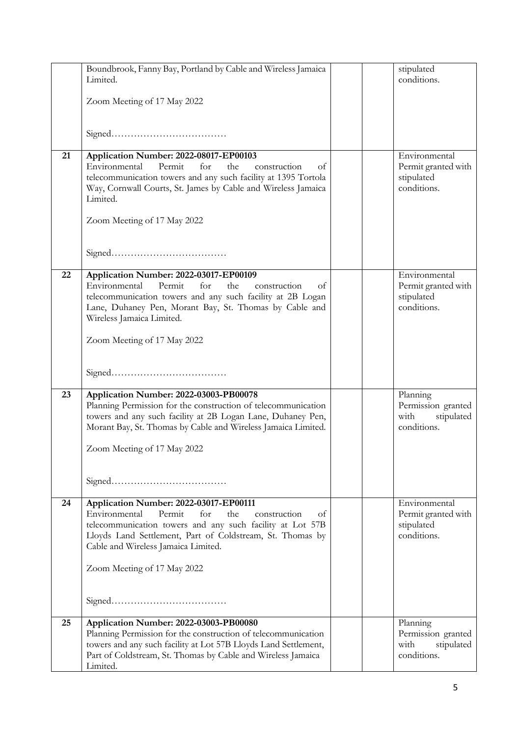|  |  |  |  |  |
|---|---|---|---|---|
|  | Boundbrook, Fanny Bay, Portland by Cable and Wireless Jamaica Limited.<br><br>Zoom Meeting of 17 May 2022<br><br>Signed……………………………… |  |  | stipulated conditions. |
| 21 | **Application Number: 2022-08017-EP00103**<br>Environmental Permit for the construction of telecommunication towers and any such facility at 1395 Tortola Way, Cornwall Courts, St. James by Cable and Wireless Jamaica Limited.<br><br>Zoom Meeting of 17 May 2022<br><br>Signed……………………………… |  |  | Environmental Permit granted with stipulated conditions. |
| 22 | **Application Number: 2022-03017-EP00109**<br>Environmental Permit for the construction of telecommunication towers and any such facility at 2B Logan Lane, Duhaney Pen, Morant Bay, St. Thomas by Cable and Wireless Jamaica Limited.<br><br>Zoom Meeting of 17 May 2022<br><br>Signed……………………………… |  |  | Environmental Permit granted with stipulated conditions. |
| 23 | **Application Number: 2022-03003-PB00078**<br>Planning Permission for the construction of telecommunication towers and any such facility at 2B Logan Lane, Duhaney Pen, Morant Bay, St. Thomas by Cable and Wireless Jamaica Limited.<br><br>Zoom Meeting of 17 May 2022<br><br>Signed……………………………… |  |  | Planning Permission granted with stipulated conditions. |
| 24 | **Application Number: 2022-03017-EP00111**<br>Environmental Permit for the construction of telecommunication towers and any such facility at Lot 57B Lloyds Land Settlement, Part of Coldstream, St. Thomas by Cable and Wireless Jamaica Limited.<br><br>Zoom Meeting of 17 May 2022<br><br>Signed……………………………… |  |  | Environmental Permit granted with stipulated conditions. |
| 25 | **Application Number: 2022-03003-PB00080**<br>Planning Permission for the construction of telecommunication towers and any such facility at Lot 57B Lloyds Land Settlement, Part of Coldstream, St. Thomas by Cable and Wireless Jamaica Limited. |  |  | Planning Permission granted with stipulated conditions. |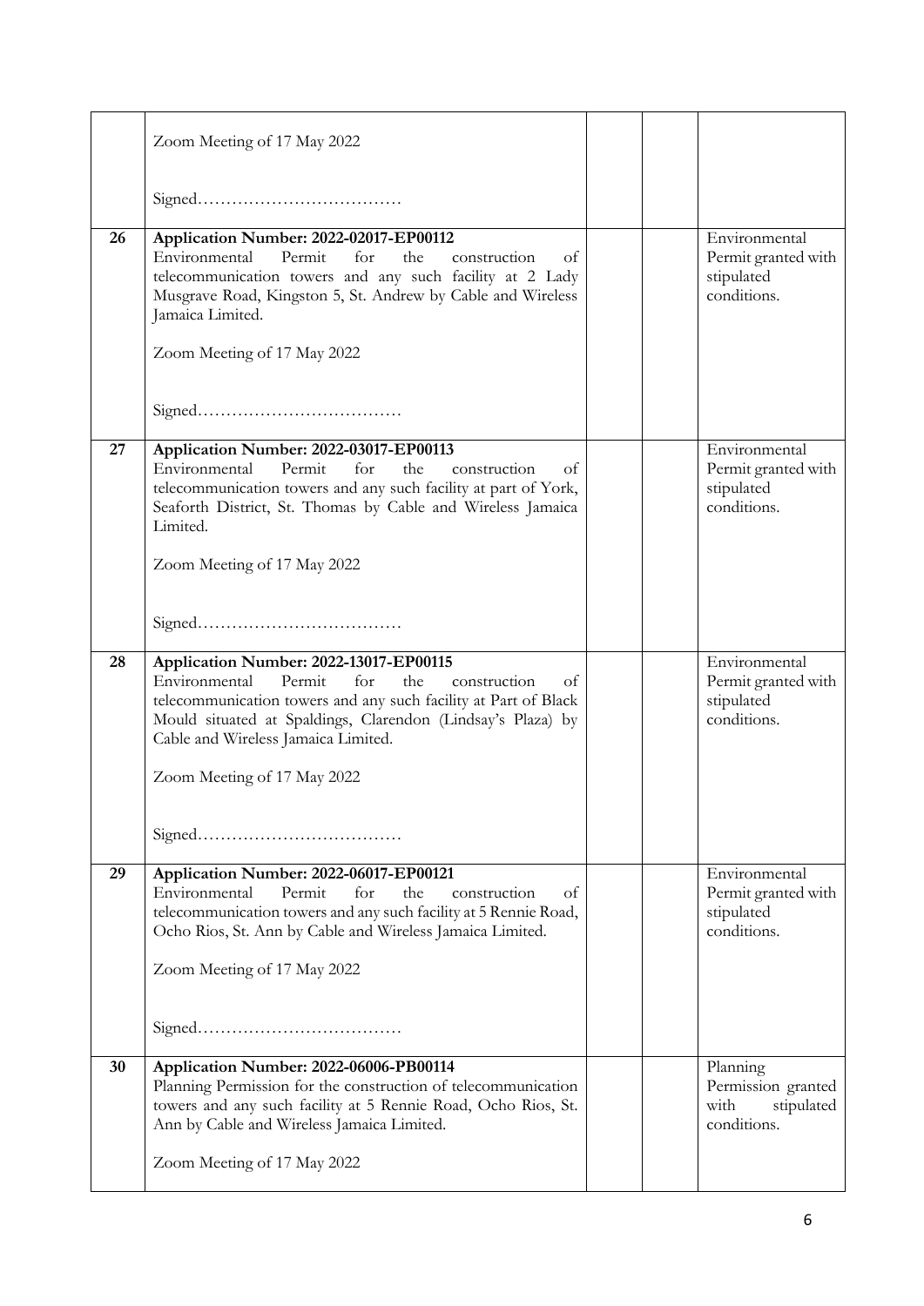| | | | | |
|---|---|---|---|---|
| | Zoom Meeting of 17 May 2022<br><br>Signed……………………………… | | | |
| 26 | **Application Number: 2022-02017-EP00112**<br>Environmental Permit for the construction of telecommunication towers and any such facility at 2 Lady Musgrave Road, Kingston 5, St. Andrew by Cable and Wireless Jamaica Limited.<br><br>Zoom Meeting of 17 May 2022<br><br>Signed……………………………… | | | Environmental Permit granted with stipulated conditions. |
| 27 | **Application Number: 2022-03017-EP00113**<br>Environmental Permit for the construction of telecommunication towers and any such facility at part of York, Seaforth District, St. Thomas by Cable and Wireless Jamaica Limited.<br><br>Zoom Meeting of 17 May 2022<br><br>Signed……………………………… | | | Environmental Permit granted with stipulated conditions. |
| 28 | **Application Number: 2022-13017-EP00115**<br>Environmental Permit for the construction of telecommunication towers and any such facility at Part of Black Mould situated at Spaldings, Clarendon (Lindsay's Plaza) by Cable and Wireless Jamaica Limited.<br><br>Zoom Meeting of 17 May 2022<br><br>Signed……………………………… | | | Environmental Permit granted with stipulated conditions. |
| 29 | **Application Number: 2022-06017-EP00121**<br>Environmental Permit for the construction of telecommunication towers and any such facility at 5 Rennie Road, Ocho Rios, St. Ann by Cable and Wireless Jamaica Limited.<br><br>Zoom Meeting of 17 May 2022<br><br>Signed……………………………… | | | Environmental Permit granted with stipulated conditions. |
| 30 | **Application Number: 2022-06006-PB00114**<br>Planning Permission for the construction of telecommunication towers and any such facility at 5 Rennie Road, Ocho Rios, St. Ann by Cable and Wireless Jamaica Limited.<br><br>Zoom Meeting of 17 May 2022 | | | Planning Permission granted with stipulated conditions. |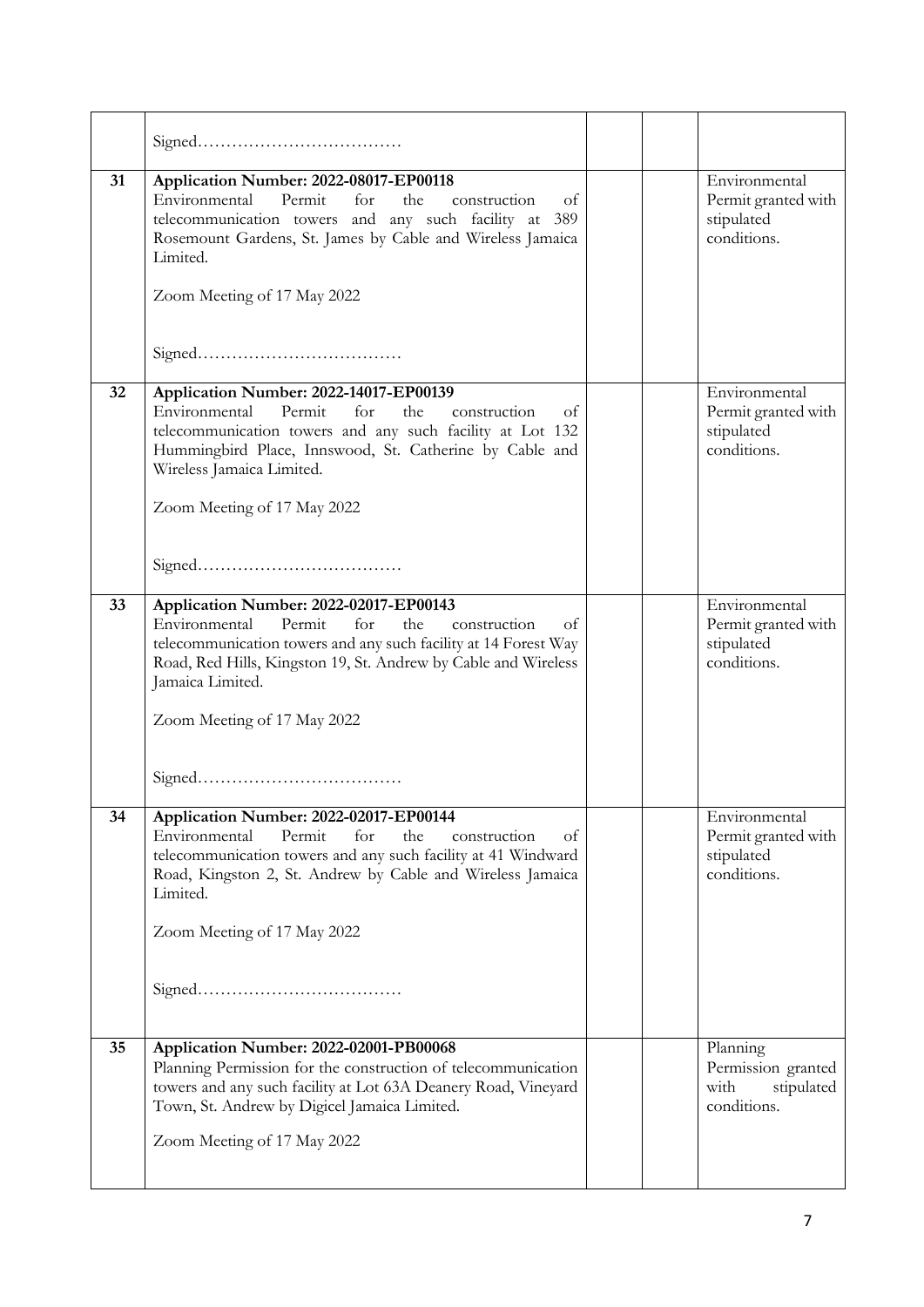| | | | | |
|---|---|---|---|---|
| | Signed……………………………… | | | |
| 31 | **Application Number: 2022-08017-EP00118**<br>Environmental Permit for the construction of telecommunication towers and any such facility at 389 Rosemount Gardens, St. James by Cable and Wireless Jamaica Limited.<br><br>Zoom Meeting of 17 May 2022<br><br>Signed……………………………… | | | Environmental Permit granted with stipulated conditions. |
| 32 | **Application Number: 2022-14017-EP00139**<br>Environmental Permit for the construction of telecommunication towers and any such facility at Lot 132 Hummingbird Place, Innswood, St. Catherine by Cable and Wireless Jamaica Limited.<br><br>Zoom Meeting of 17 May 2022<br><br>Signed……………………………… | | | Environmental Permit granted with stipulated conditions. |
| 33 | **Application Number: 2022-02017-EP00143**<br>Environmental Permit for the construction of telecommunication towers and any such facility at 14 Forest Way Road, Red Hills, Kingston 19, St. Andrew by Cable and Wireless Jamaica Limited.<br><br>Zoom Meeting of 17 May 2022<br><br>Signed……………………………… | | | Environmental Permit granted with stipulated conditions. |
| 34 | **Application Number: 2022-02017-EP00144**<br>Environmental Permit for the construction of telecommunication towers and any such facility at 41 Windward Road, Kingston 2, St. Andrew by Cable and Wireless Jamaica Limited.<br><br>Zoom Meeting of 17 May 2022<br><br>Signed……………………………… | | | Environmental Permit granted with stipulated conditions. |
| 35 | **Application Number: 2022-02001-PB00068**<br>Planning Permission for the construction of telecommunication towers and any such facility at Lot 63A Deanery Road, Vineyard Town, St. Andrew by Digicel Jamaica Limited.<br><br>Zoom Meeting of 17 May 2022 | | | Planning Permission granted with stipulated conditions. |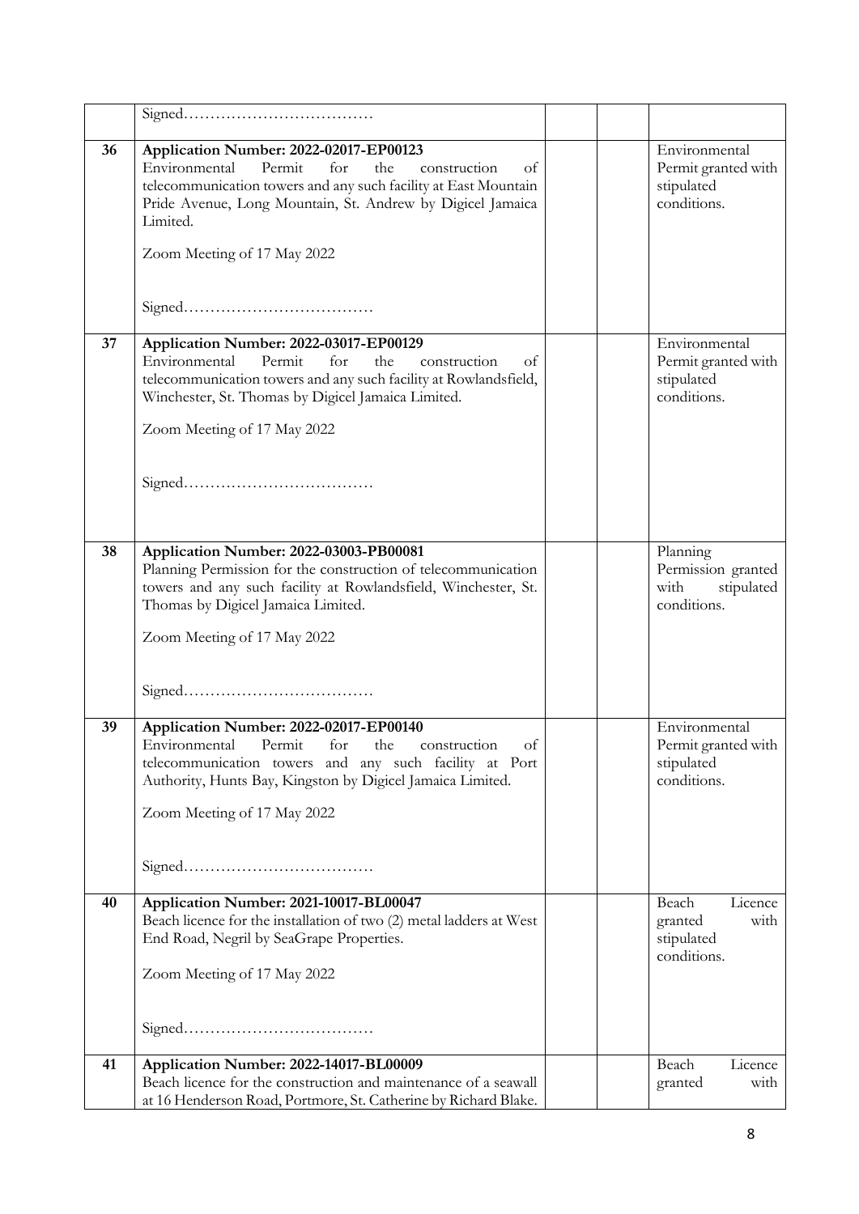| | | | | |
|---|---|---|---|---|
| | Signed……………………………… | | | |
| 36 | **Application Number: 2022-02017-EP00123**<br>Environmental Permit for the construction of telecommunication towers and any such facility at East Mountain Pride Avenue, Long Mountain, St. Andrew by Digicel Jamaica Limited.<br><br>Zoom Meeting of 17 May 2022<br><br>Signed……………………………… | | | Environmental Permit granted with stipulated conditions. |
| 37 | **Application Number: 2022-03017-EP00129**<br>Environmental Permit for the construction of telecommunication towers and any such facility at Rowlandsfield, Winchester, St. Thomas by Digicel Jamaica Limited.<br><br>Zoom Meeting of 17 May 2022<br><br>Signed……………………………… | | | Environmental Permit granted with stipulated conditions. |
| 38 | **Application Number: 2022-03003-PB00081**<br>Planning Permission for the construction of telecommunication towers and any such facility at Rowlandsfield, Winchester, St. Thomas by Digicel Jamaica Limited.<br><br>Zoom Meeting of 17 May 2022<br><br>Signed……………………………… | | | Planning Permission granted with stipulated conditions. |
| 39 | **Application Number: 2022-02017-EP00140**<br>Environmental Permit for the construction of telecommunication towers and any such facility at Port Authority, Hunts Bay, Kingston by Digicel Jamaica Limited.<br><br>Zoom Meeting of 17 May 2022<br><br>Signed……………………………… | | | Environmental Permit granted with stipulated conditions. |
| 40 | **Application Number: 2021-10017-BL00047**<br>Beach licence for the installation of two (2) metal ladders at West End Road, Negril by SeaGrape Properties.<br><br>Zoom Meeting of 17 May 2022<br><br>Signed……………………………… | | | Beach Licence granted with stipulated conditions. |
| 41 | **Application Number: 2022-14017-BL00009**<br>Beach licence for the construction and maintenance of a seawall at 16 Henderson Road, Portmore, St. Catherine by Richard Blake. | | | Beach Licence granted with |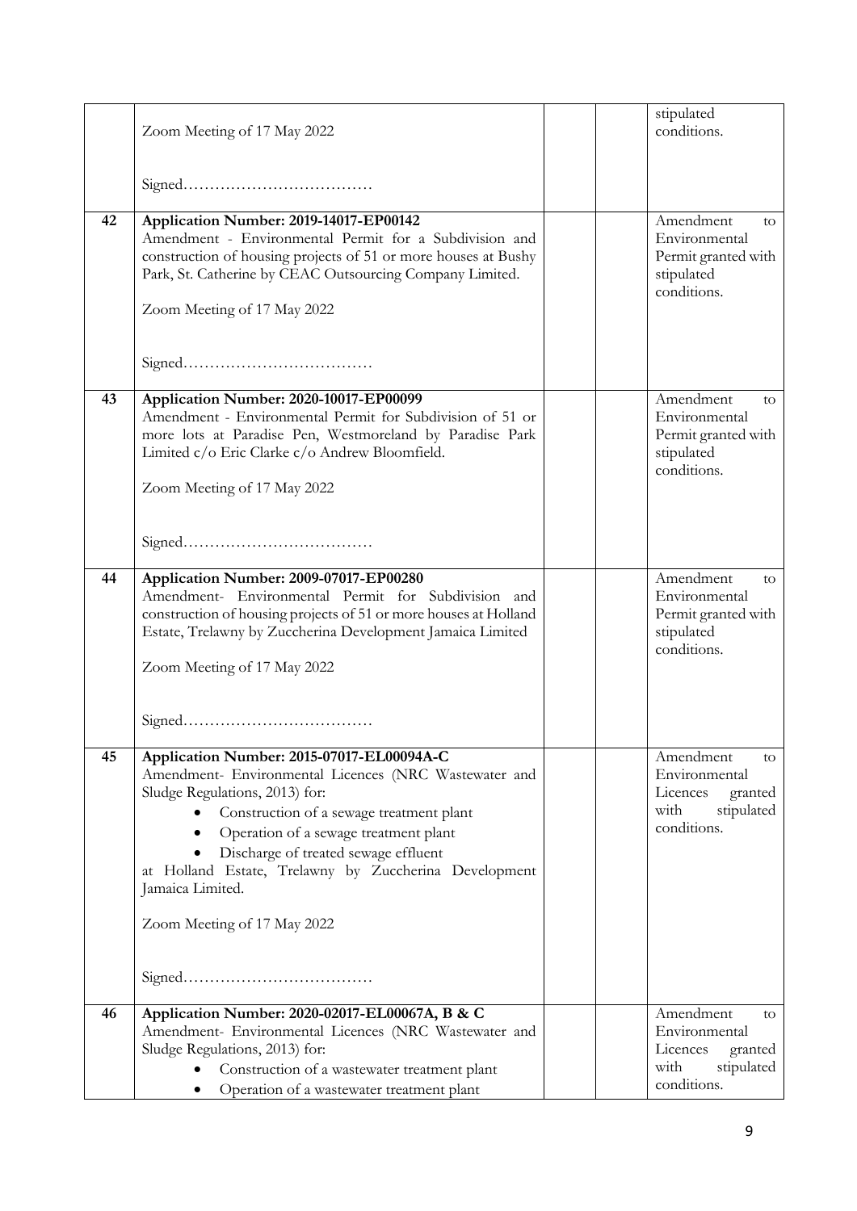| | | | | |
|---|---|---|---|---|
| | Zoom Meeting of 17 May 2022<br><br>Signed……………………………… | | | stipulated conditions. |
| 42 | **Application Number: 2019-14017-EP00142**<br>Amendment - Environmental Permit for a Subdivision and construction of housing projects of 51 or more houses at Bushy Park, St. Catherine by CEAC Outsourcing Company Limited.<br><br>Zoom Meeting of 17 May 2022<br><br>Signed……………………………… | | | Amendment to Environmental Permit granted with stipulated conditions. |
| 43 | **Application Number: 2020-10017-EP00099**<br>Amendment - Environmental Permit for Subdivision of 51 or more lots at Paradise Pen, Westmoreland by Paradise Park Limited c/o Eric Clarke c/o Andrew Bloomfield.<br><br>Zoom Meeting of 17 May 2022<br><br>Signed……………………………… | | | Amendment to Environmental Permit granted with stipulated conditions. |
| 44 | **Application Number: 2009-07017-EP00280**<br>Amendment- Environmental Permit for Subdivision and construction of housing projects of 51 or more houses at Holland Estate, Trelawny by Zuccherina Development Jamaica Limited<br><br>Zoom Meeting of 17 May 2022<br><br>Signed……………………………… | | | Amendment to Environmental Permit granted with stipulated conditions. |
| 45 | **Application Number: 2015-07017-EL00094A-C**<br>Amendment- Environmental Licences (NRC Wastewater and Sludge Regulations, 2013) for:<br>• Construction of a sewage treatment plant<br>• Operation of a sewage treatment plant<br>• Discharge of treated sewage effluent<br>at Holland Estate, Trelawny by Zuccherina Development Jamaica Limited.<br><br>Zoom Meeting of 17 May 2022<br><br>Signed……………………………… | | | Amendment to Environmental Licences granted with stipulated conditions. |
| 46 | **Application Number: 2020-02017-EL00067A, B & C**<br>Amendment- Environmental Licences (NRC Wastewater and Sludge Regulations, 2013) for:<br>• Construction of a wastewater treatment plant<br>• Operation of a wastewater treatment plant | | | Amendment to Environmental Licences granted with stipulated conditions. |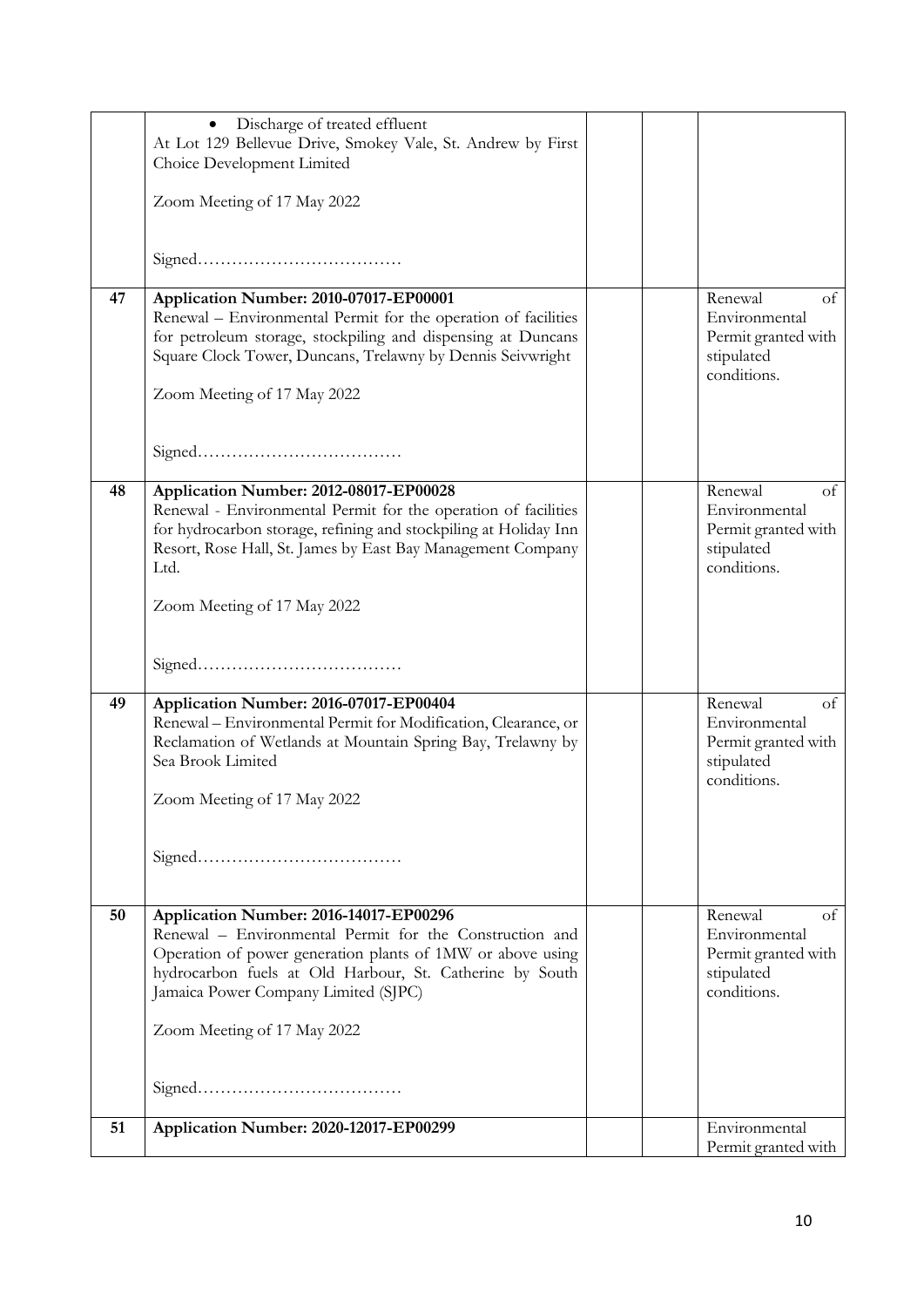| | | | | |
|---|---|---|---|---|
| | • Discharge of treated effluent<br>At Lot 129 Bellevue Drive, Smokey Vale, St. Andrew by First Choice Development Limited<br><br>Zoom Meeting of 17 May 2022<br><br>Signed……………………………… | | | |
| 47 | **Application Number: 2010-07017-EP00001**<br>Renewal – Environmental Permit for the operation of facilities for petroleum storage, stockpiling and dispensing at Duncans Square Clock Tower, Duncans, Trelawny by Dennis Seivwright<br><br>Zoom Meeting of 17 May 2022<br><br>Signed……………………………… | | | Renewal of Environmental Permit granted with stipulated conditions. |
| 48 | **Application Number: 2012-08017-EP00028**<br>Renewal - Environmental Permit for the operation of facilities for hydrocarbon storage, refining and stockpiling at Holiday Inn Resort, Rose Hall, St. James by East Bay Management Company Ltd.<br><br>Zoom Meeting of 17 May 2022<br><br>Signed……………………………… | | | Renewal of Environmental Permit granted with stipulated conditions. |
| 49 | **Application Number: 2016-07017-EP00404**<br>Renewal – Environmental Permit for Modification, Clearance, or Reclamation of Wetlands at Mountain Spring Bay, Trelawny by Sea Brook Limited<br><br>Zoom Meeting of 17 May 2022<br><br>Signed……………………………… | | | Renewal of Environmental Permit granted with stipulated conditions. |
| 50 | **Application Number: 2016-14017-EP00296**<br>Renewal – Environmental Permit for the Construction and Operation of power generation plants of 1MW or above using hydrocarbon fuels at Old Harbour, St. Catherine by South Jamaica Power Company Limited (SJPC)<br><br>Zoom Meeting of 17 May 2022<br><br>Signed……………………………… | | | Renewal of Environmental Permit granted with stipulated conditions. |
| 51 | **Application Number: 2020-12017-EP00299** | | | Environmental Permit granted with |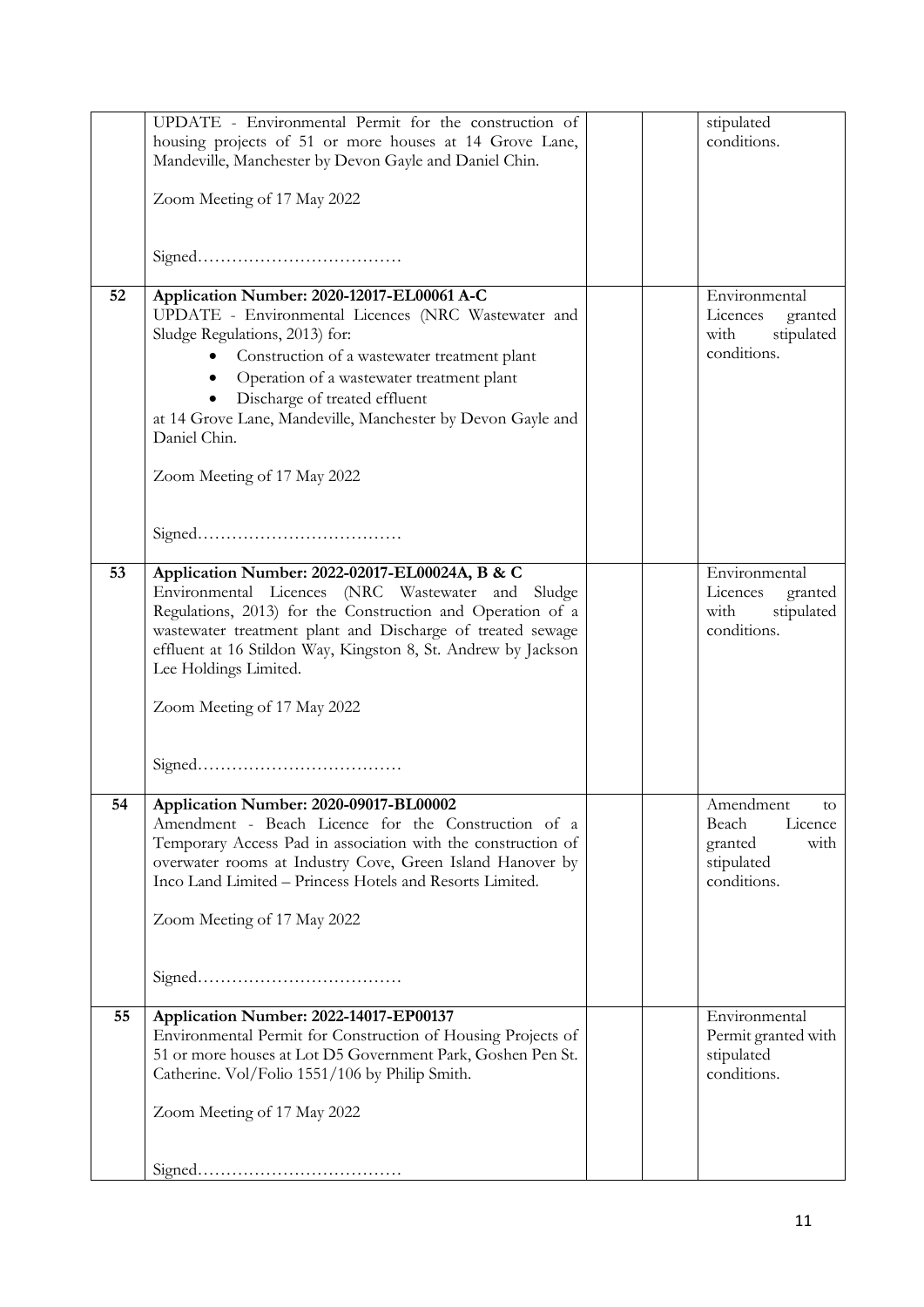| | | | | |
|---|---|---|---|---|
| | UPDATE - Environmental Permit for the construction of housing projects of 51 or more houses at 14 Grove Lane, Mandeville, Manchester by Devon Gayle and Daniel Chin.<br><br>Zoom Meeting of 17 May 2022<br><br>Signed……………………………… | | | stipulated conditions. |
| 52 | **Application Number: 2020-12017-EL00061 A-C**<br>UPDATE - Environmental Licences (NRC Wastewater and Sludge Regulations, 2013) for:<br>• Construction of a wastewater treatment plant<br>• Operation of a wastewater treatment plant<br>• Discharge of treated effluent<br>at 14 Grove Lane, Mandeville, Manchester by Devon Gayle and Daniel Chin.<br><br>Zoom Meeting of 17 May 2022<br><br>Signed……………………………… | | | Environmental Licences granted with stipulated conditions. |
| 53 | **Application Number: 2022-02017-EL00024A, B & C**<br>Environmental Licences (NRC Wastewater and Sludge Regulations, 2013) for the Construction and Operation of a wastewater treatment plant and Discharge of treated sewage effluent at 16 Stildon Way, Kingston 8, St. Andrew by Jackson Lee Holdings Limited.<br><br>Zoom Meeting of 17 May 2022<br><br>Signed……………………………… | | | Environmental Licences granted with stipulated conditions. |
| 54 | **Application Number: 2020-09017-BL00002**<br>Amendment - Beach Licence for the Construction of a Temporary Access Pad in association with the construction of overwater rooms at Industry Cove, Green Island Hanover by Inco Land Limited – Princess Hotels and Resorts Limited.<br><br>Zoom Meeting of 17 May 2022<br><br>Signed……………………………… | | | Amendment to Beach Licence granted with stipulated conditions. |
| 55 | **Application Number: 2022-14017-EP00137**<br>Environmental Permit for Construction of Housing Projects of 51 or more houses at Lot D5 Government Park, Goshen Pen St. Catherine. Vol/Folio 1551/106 by Philip Smith.<br><br>Zoom Meeting of 17 May 2022<br><br>Signed……………………………… | | | Environmental Permit granted with stipulated conditions. |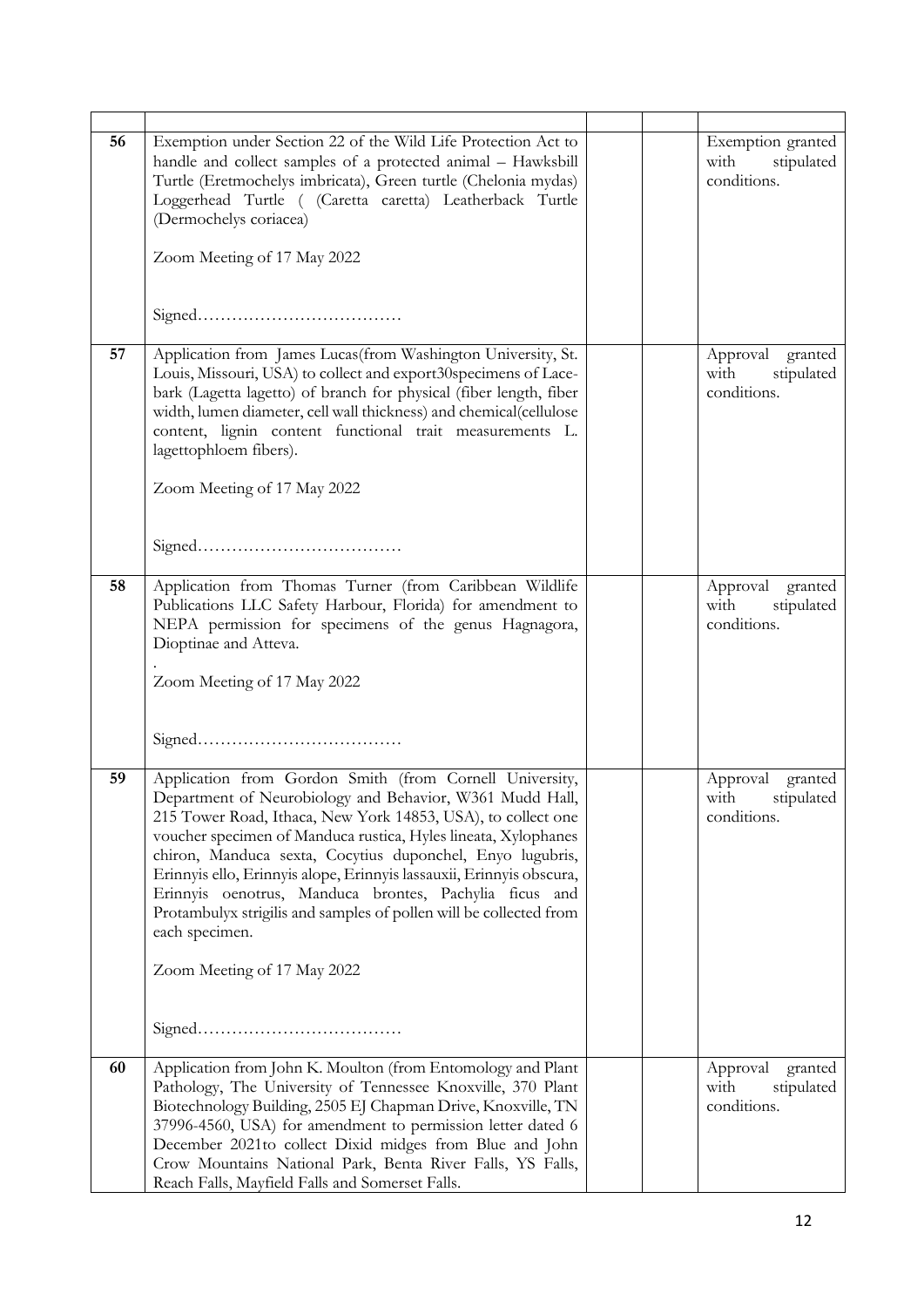| | | | | |
|---|---|---|---|---|
| 56 | Exemption under Section 22 of the Wild Life Protection Act to handle and collect samples of a protected animal – Hawksbill Turtle (Eretmochelys imbricata), Green turtle (Chelonia mydas) Loggerhead Turtle ( (Caretta caretta) Leatherback Turtle (Dermochelys coriacea)<br><br>Zoom Meeting of 17 May 2022<br><br>Signed……………………………… | | | Exemption granted with stipulated conditions. |
| 57 | Application from James Lucas(from Washington University, St. Louis, Missouri, USA) to collect and export30specimens of Lace-bark (Lagetta lagetto) of branch for physical (fiber length, fiber width, lumen diameter, cell wall thickness) and chemical(cellulose content, lignin content functional trait measurements L. lagettophloem fibers).<br><br>Zoom Meeting of 17 May 2022<br><br>Signed……………………………… | | | Approval granted with stipulated conditions. |
| 58 | Application from Thomas Turner (from Caribbean Wildlife Publications LLC Safety Harbour, Florida) for amendment to NEPA permission for specimens of the genus Hagnagora, Dioptinae and Atteva.<br>.<br>Zoom Meeting of 17 May 2022<br><br>Signed……………………………… | | | Approval granted with stipulated conditions. |
| 59 | Application from Gordon Smith (from Cornell University, Department of Neurobiology and Behavior, W361 Mudd Hall, 215 Tower Road, Ithaca, New York 14853, USA), to collect one voucher specimen of Manduca rustica, Hyles lineata, Xylophanes chiron, Manduca sexta, Cocytius duponchel, Enyo lugubris, Erinnyis ello, Erinnyis alope, Erinnyis lassauxii, Erinnyis obscura, Erinnyis oenotrus, Manduca brontes, Pachylia ficus and Protambulyx strigilis and samples of pollen will be collected from each specimen.<br><br>Zoom Meeting of 17 May 2022<br><br>Signed……………………………… | | | Approval granted with stipulated conditions. |
| 60 | Application from John K. Moulton (from Entomology and Plant Pathology, The University of Tennessee Knoxville, 370 Plant Biotechnology Building, 2505 EJ Chapman Drive, Knoxville, TN 37996-4560, USA) for amendment to permission letter dated 6 December 2021to collect Dixid midges from Blue and John Crow Mountains National Park, Benta River Falls, YS Falls, Reach Falls, Mayfield Falls and Somerset Falls. | | | Approval granted with stipulated conditions. |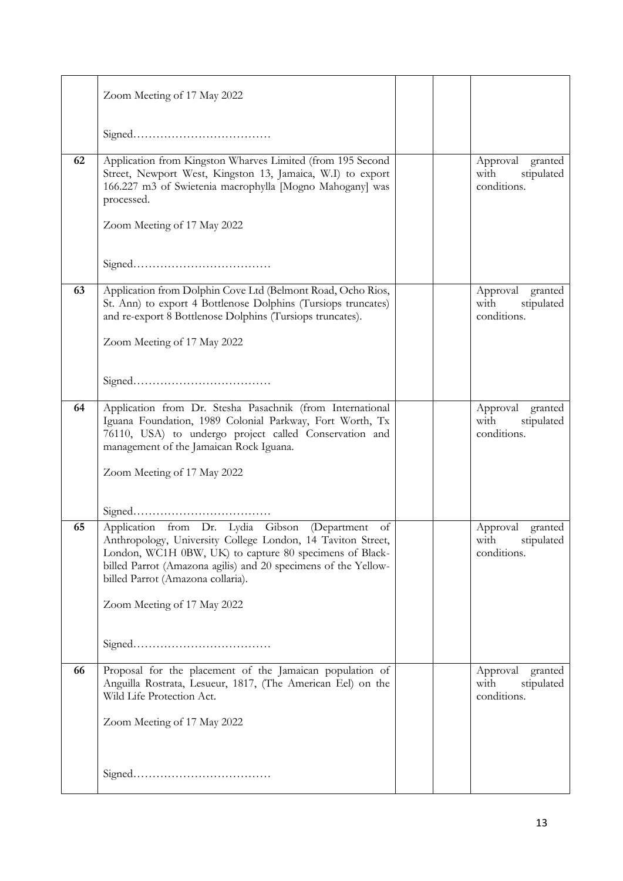| | | | | |
|---|---|---|---|---|
| | Zoom Meeting of 17 May 2022<br><br>Signed……………………………… | | | |
| 62 | Application from Kingston Wharves Limited (from 195 Second Street, Newport West, Kingston 13, Jamaica, W.I) to export 166.227 m3 of Swietenia macrophylla [Mogno Mahogany] was processed.<br><br>Zoom Meeting of 17 May 2022<br><br>Signed……………………………… | | | Approval granted with stipulated conditions. |
| 63 | Application from Dolphin Cove Ltd (Belmont Road, Ocho Rios, St. Ann) to export 4 Bottlenose Dolphins (Tursiops truncates) and re-export 8 Bottlenose Dolphins (Tursiops truncates).<br><br>Zoom Meeting of 17 May 2022<br><br>Signed……………………………… | | | Approval granted with stipulated conditions. |
| 64 | Application from Dr. Stesha Pasachnik (from International Iguana Foundation, 1989 Colonial Parkway, Fort Worth, Tx 76110, USA) to undergo project called Conservation and management of the Jamaican Rock Iguana.<br><br>Zoom Meeting of 17 May 2022<br><br>Signed……………………………… | | | Approval granted with stipulated conditions. |
| 65 | Application from Dr. Lydia Gibson (Department of Anthropology, University College London, 14 Taviton Street, London, WC1H 0BW, UK) to capture 80 specimens of Black-billed Parrot (Amazona agilis) and 20 specimens of the Yellow-billed Parrot (Amazona collaria).<br><br>Zoom Meeting of 17 May 2022<br><br>Signed……………………………… | | | Approval granted with stipulated conditions. |
| 66 | Proposal for the placement of the Jamaican population of Anguilla Rostrata, Lesueur, 1817, (The American Eel) on the Wild Life Protection Act.<br><br>Zoom Meeting of 17 May 2022<br><br>Signed……………………………… | | | Approval granted with stipulated conditions. |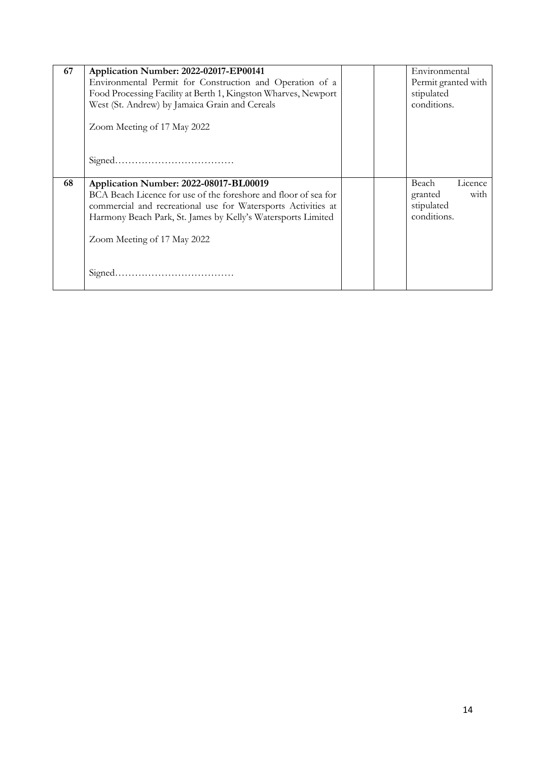| | | | | |
|---|---|---|---|---|
| **67** | **Application Number: 2022-02017-EP00141**<br>Environmental Permit for Construction and Operation of a Food Processing Facility at Berth 1, Kingston Wharves, Newport West (St. Andrew) by Jamaica Grain and Cereals<br><br>Zoom Meeting of 17 May 2022<br><br>Signed……………………………… | | | Environmental Permit granted with stipulated conditions. |
| **68** | **Application Number: 2022-08017-BL00019**<br>BCA Beach Licence for use of the foreshore and floor of sea for commercial and recreational use for Watersports Activities at Harmony Beach Park, St. James by Kelly's Watersports Limited<br><br>Zoom Meeting of 17 May 2022<br><br>Signed……………………………… | | | Beach Licence granted with stipulated conditions. |